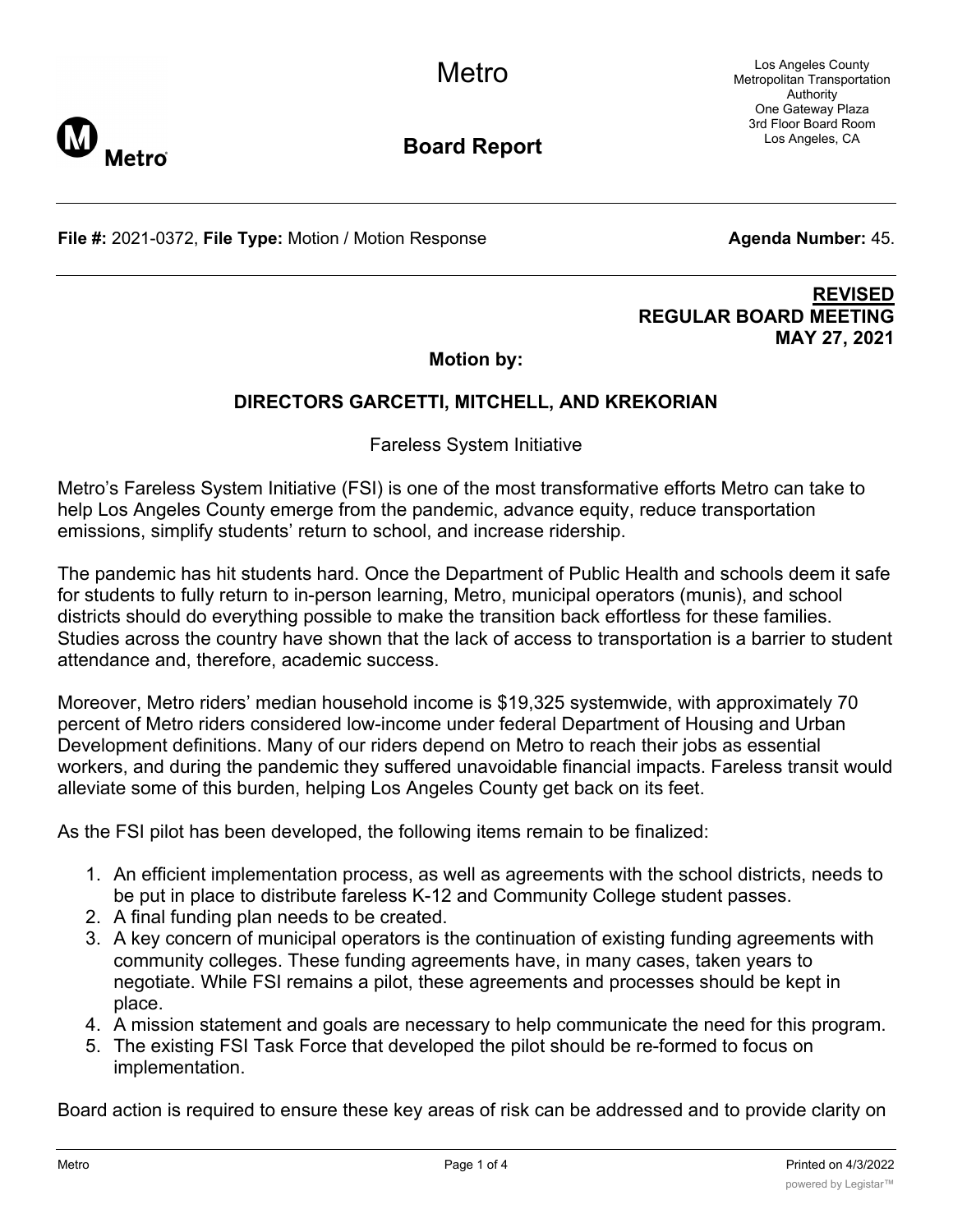# Metro

## Board Report

Los Angeles County
Metropolitan Transportation
Authority
One Gateway Plaza
3rd Floor Board Room
Los Angeles, CA

**File #:** 2021-0372, **File Type:** Motion / Motion Response **Agenda Number:** 45.

**REVISED**
**REGULAR BOARD MEETING**
**MAY 27, 2021**

**Motion by:**

**DIRECTORS GARCETTI, MITCHELL, AND KREKORIAN**

Fareless System Initiative

Metro's Fareless System Initiative (FSI) is one of the most transformative efforts Metro can take to help Los Angeles County emerge from the pandemic, advance equity, reduce transportation emissions, simplify students' return to school, and increase ridership.

The pandemic has hit students hard. Once the Department of Public Health and schools deem it safe for students to fully return to in-person learning, Metro, municipal operators (munis), and school districts should do everything possible to make the transition back effortless for these families. Studies across the country have shown that the lack of access to transportation is a barrier to student attendance and, therefore, academic success.

Moreover, Metro riders' median household income is $19,325 systemwide, with approximately 70 percent of Metro riders considered low-income under federal Department of Housing and Urban Development definitions. Many of our riders depend on Metro to reach their jobs as essential workers, and during the pandemic they suffered unavoidable financial impacts. Fareless transit would alleviate some of this burden, helping Los Angeles County get back on its feet.

As the FSI pilot has been developed, the following items remain to be finalized:

1. An efficient implementation process, as well as agreements with the school districts, needs to be put in place to distribute fareless K-12 and Community College student passes.
2. A final funding plan needs to be created.
3. A key concern of municipal operators is the continuation of existing funding agreements with community colleges. These funding agreements have, in many cases, taken years to negotiate. While FSI remains a pilot, these agreements and processes should be kept in place.
4. A mission statement and goals are necessary to help communicate the need for this program.
5. The existing FSI Task Force that developed the pilot should be re-formed to focus on implementation.

Board action is required to ensure these key areas of risk can be addressed and to provide clarity on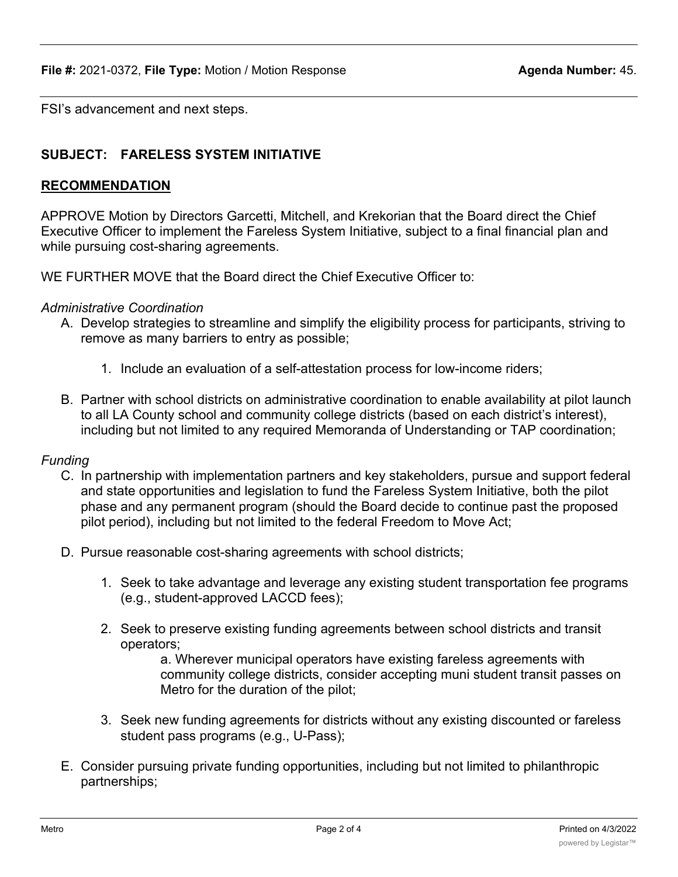FSI's advancement and next steps.

**SUBJECT: FARELESS SYSTEM INITIATIVE**

**RECOMMENDATION**

APPROVE Motion by Directors Garcetti, Mitchell, and Krekorian that the Board direct the Chief Executive Officer to implement the Fareless System Initiative, subject to a final financial plan and while pursuing cost-sharing agreements.

WE FURTHER MOVE that the Board direct the Chief Executive Officer to:

*Administrative Coordination*

A. Develop strategies to streamline and simplify the eligibility process for participants, striving to remove as many barriers to entry as possible;

   1. Include an evaluation of a self-attestation process for low-income riders;

B. Partner with school districts on administrative coordination to enable availability at pilot launch to all LA County school and community college districts (based on each district's interest), including but not limited to any required Memoranda of Understanding or TAP coordination;

*Funding*

C. In partnership with implementation partners and key stakeholders, pursue and support federal and state opportunities and legislation to fund the Fareless System Initiative, both the pilot phase and any permanent program (should the Board decide to continue past the proposed pilot period), including but not limited to the federal Freedom to Move Act;

D. Pursue reasonable cost-sharing agreements with school districts;

   1. Seek to take advantage and leverage any existing student transportation fee programs (e.g., student-approved LACCD fees);

   2. Seek to preserve existing funding agreements between school districts and transit operators;

      a. Wherever municipal operators have existing fareless agreements with community college districts, consider accepting muni student transit passes on Metro for the duration of the pilot;

   3. Seek new funding agreements for districts without any existing discounted or fareless student pass programs (e.g., U-Pass);

E. Consider pursuing private funding opportunities, including but not limited to philanthropic partnerships;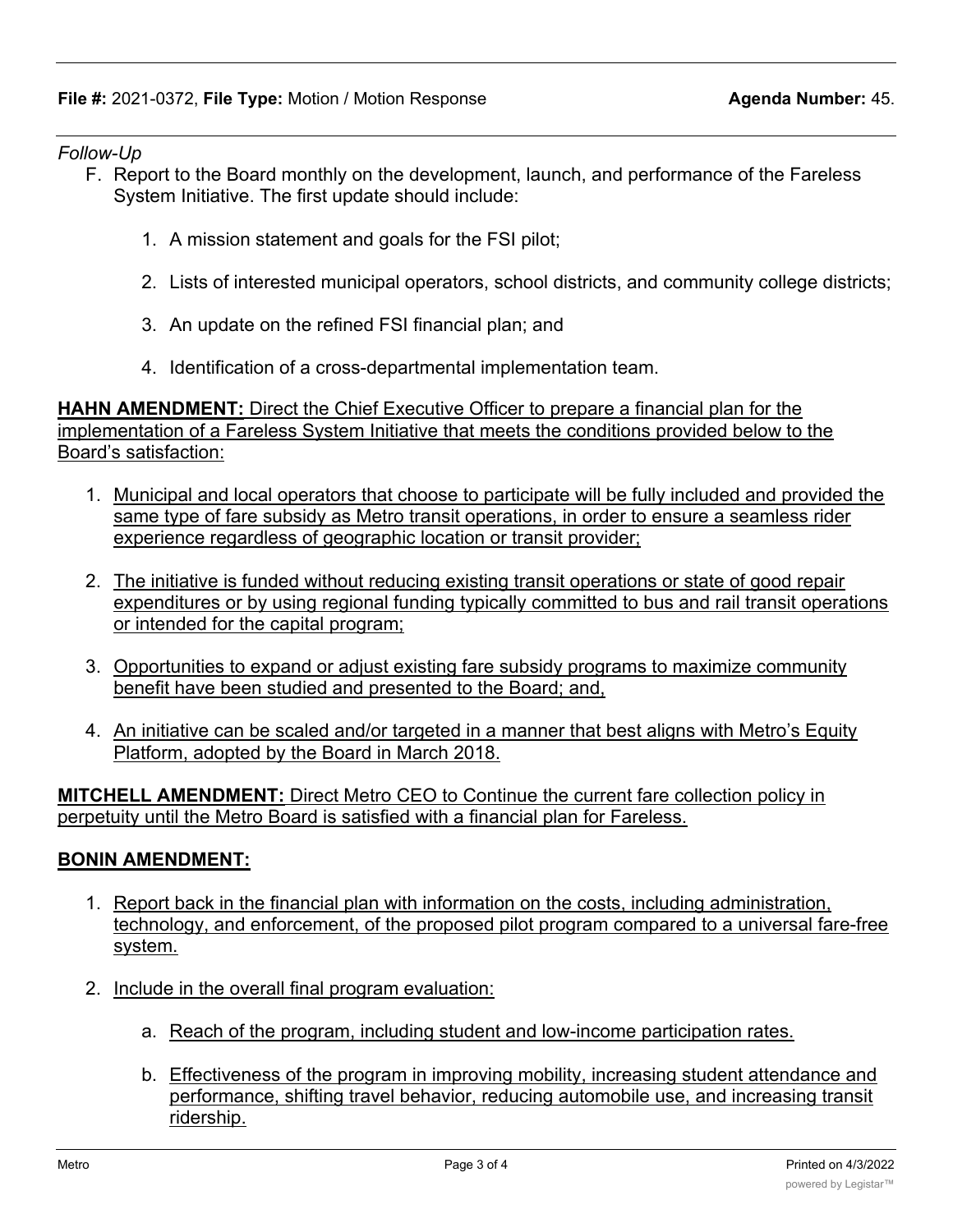*Follow-Up*

F. Report to the Board monthly on the development, launch, and performance of the Fareless System Initiative. The first update should include:

   1. A mission statement and goals for the FSI pilot;

   2. Lists of interested municipal operators, school districts, and community college districts;

   3. An update on the refined FSI financial plan; and

   4. Identification of a cross-departmental implementation team.

**HAHN AMENDMENT:** Direct the Chief Executive Officer to prepare a financial plan for the implementation of a Fareless System Initiative that meets the conditions provided below to the Board's satisfaction:

1. Municipal and local operators that choose to participate will be fully included and provided the same type of fare subsidy as Metro transit operations, in order to ensure a seamless rider experience regardless of geographic location or transit provider;

2. The initiative is funded without reducing existing transit operations or state of good repair expenditures or by using regional funding typically committed to bus and rail transit operations or intended for the capital program;

3. Opportunities to expand or adjust existing fare subsidy programs to maximize community benefit have been studied and presented to the Board; and,

4. An initiative can be scaled and/or targeted in a manner that best aligns with Metro's Equity Platform, adopted by the Board in March 2018.

**MITCHELL AMENDMENT:** Direct Metro CEO to Continue the current fare collection policy in perpetuity until the Metro Board is satisfied with a financial plan for Fareless.

**BONIN AMENDMENT:**

1. Report back in the financial plan with information on the costs, including administration, technology, and enforcement, of the proposed pilot program compared to a universal fare-free system.

2. Include in the overall final program evaluation:

   a. Reach of the program, including student and low-income participation rates.

   b. Effectiveness of the program in improving mobility, increasing student attendance and performance, shifting travel behavior, reducing automobile use, and increasing transit ridership.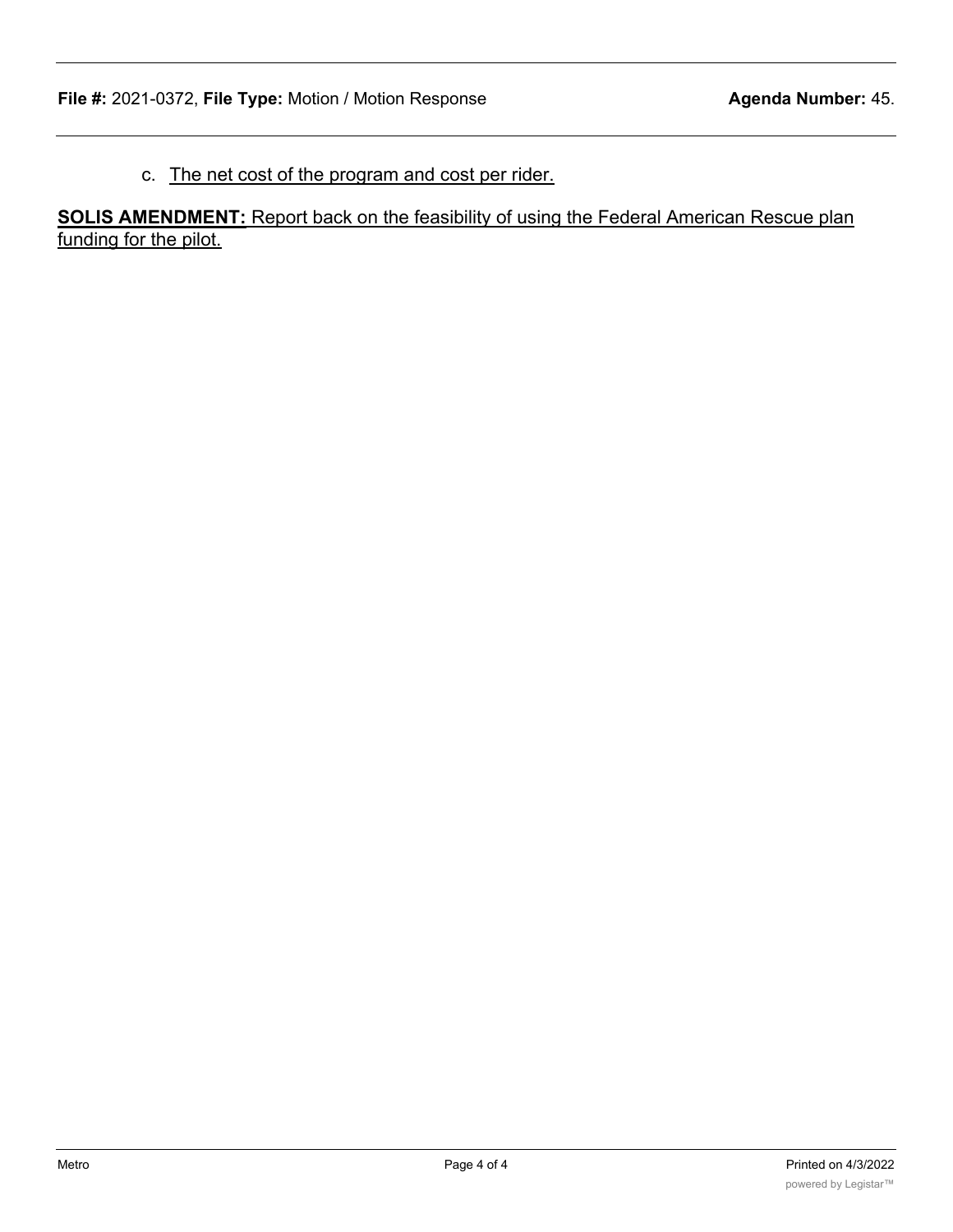c. The net cost of the program and cost per rider.

**SOLIS AMENDMENT:** Report back on the feasibility of using the Federal American Rescue plan funding for the pilot.